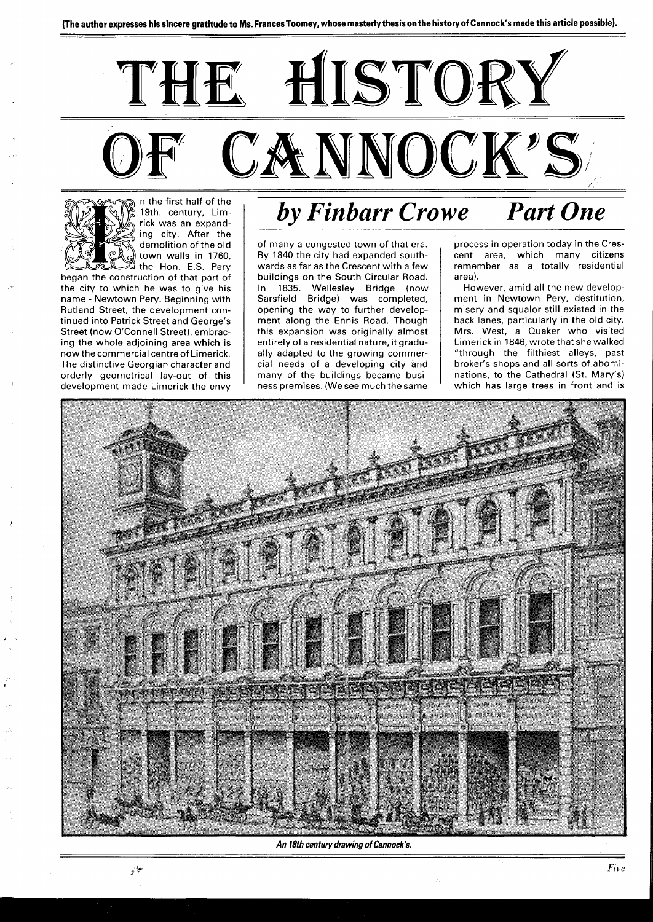(The author expresses his sincere gratitude to Ms. Frances Toomey, whose masterly thesis on the history of Cannock's made this article possible).

# THE HISTORY OF CANNOCK'S

## *by Finbarr Crowe* *Part One*

In the first half of the 19th. century, Limrick was an expanding city. After the demolition of the old town walls in 1760, the Hon. E.S. Pery began the construction of that part of the city to which he was to give his name - Newtown Pery. Beginning with Rutland Street, the development continued into Patrick Street and George's Street (now O'Connell Street), embracing the whole adjoining area which is now the commercial centre of Limerick. The distinctive Georgian character and orderly geometrical lay-out of this development made Limerick the envy of many a congested town of that era. By 1840 the city had expanded southwards as far as the Crescent with a few buildings on the South Circular Road. In 1835, Wellesley Bridge (now Sarsfield Bridge) was completed, opening the way to further development along the Ennis Road. Though this expansion was originally almost entirely of a residential nature, it gradually adapted to the growing commercial needs of a developing city and many of the buildings became business premises. (We see much the same process in operation today in the Crescent area, which many citizens remember as a totally residential area).

However, amid all the new development in Newtown Pery, destitution, misery and squalor still existed in the back lanes, particularly in the old city. Mrs. West, a Quaker who visited Limerick in 1846, wrote that she walked "through the filthiest alleys, past broker's shops and all sorts of abominations, to the Cathedral (St. Mary's) which has large trees in front and is

*An 18th century drawing of Cannock's.*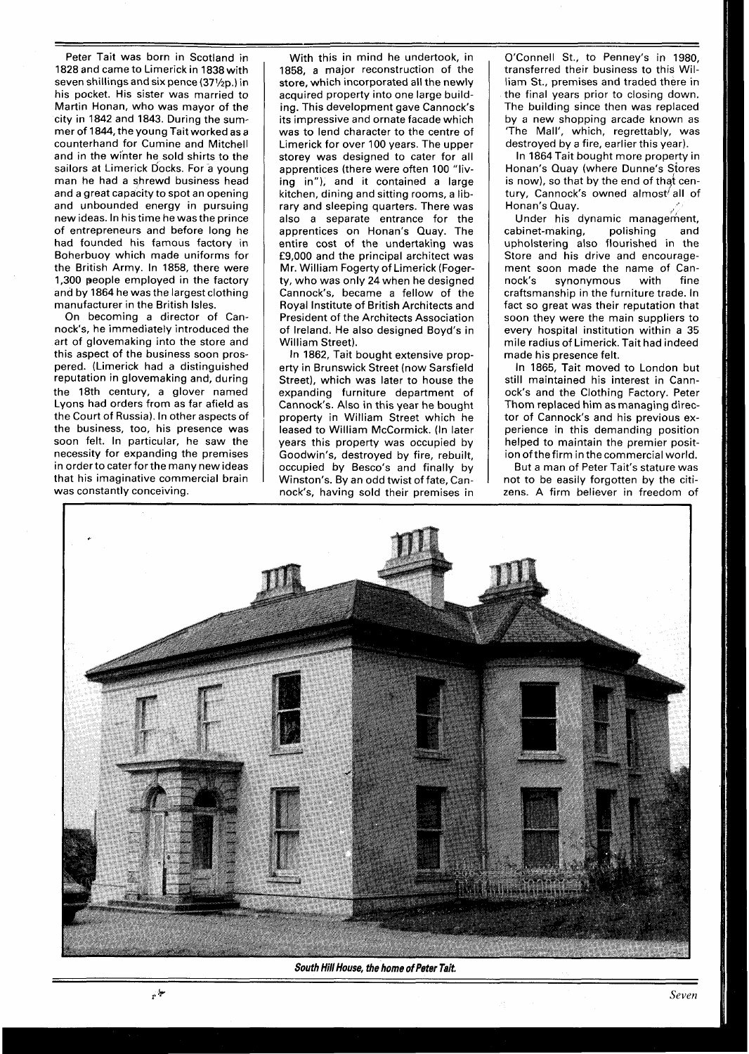Peter Tait was born in Scotland in 1828 and came to Limerick in 1838 with seven shillings and six pence (37½p.) in his pocket. His sister was married to Martin Honan, who was mayor of the city in 1842 and 1843. During the summer of 1844, the young Tait worked as a counterhand for Cumine and Mitchell and in the winter he sold shirts to the sailors at Limerick Docks. For a young man he had a shrewd business head and a great capacity to spot an opening and unbounded energy in pursuing new ideas. In his time he was the prince of entrepreneurs and before long he had founded his famous factory in Boherbuoy which made uniforms for the British Army. In 1858, there were 1,300 people employed in the factory and by 1864 he was the largest clothing manufacturer in the British Isles.

On becoming a director of Cannock's, he immediately introduced the art of glovemaking into the store and this aspect of the business soon prospered. (Limerick had a distinguished reputation in glovemaking and, during the 18th century, a glover named Lyons had orders from as far afield as the Court of Russia). In other aspects of the business, too, his presence was soon felt. In particular, he saw the necessity for expanding the premises in order to cater for the many new ideas that his imaginative commercial brain was constantly conceiving.

With this in mind he undertook, in 1858, a major reconstruction of the store, which incorporated all the newly acquired property into one large building. This development gave Cannock's its impressive and ornate facade which was to lend character to the centre of Limerick for over 100 years. The upper storey was designed to cater for all apprentices (there were often 100 "living in"), and it contained a large kitchen, dining and sitting rooms, a library and sleeping quarters. There was also a separate entrance for the apprentices on Honan's Quay. The entire cost of the undertaking was £9,000 and the principal architect was Mr. William Fogerty of Limerick (Fogerty, who was only 24 when he designed Cannock's, became a fellow of the Royal Institute of British Architects and President of the Architects Association of Ireland. He also designed Boyd's in William Street).

In 1862, Tait bought extensive property in Brunswick Street (now Sarsfield Street), which was later to house the expanding furniture department of Cannock's. Also in this year he bought property in William Street which he leased to William McCormick. (In later years this property was occupied by Goodwin's, destroyed by fire, rebuilt, occupied by Besco's and finally by Winston's. By an odd twist of fate, Cannock's, having sold their premises in O'Connell St., to Penney's in 1980, transferred their business to this William St., premises and traded there in the final years prior to closing down. The building since then was replaced by a new shopping arcade known as 'The Mall', which, regrettably, was destroyed by a fire, earlier this year).

In 1864 Tait bought more property in Honan's Quay (where Dunne's Stores is now), so that by the end of that century, Cannock's owned almost all of Honan's Quay.

Under his dynamic management, cabinet-making, polishing and upholstering also flourished in the Store and his drive and encouragement soon made the name of Cannock's synonymous with fine craftsmanship in the furniture trade. In fact so great was their reputation that soon they were the main suppliers to every hospital institution within a 35 mile radius of Limerick. Tait had indeed made his presence felt.

In 1865, Tait moved to London but still maintained his interest in Cannock's and the Clothing Factory. Peter Thom replaced him as managing director of Cannock's and his previous experience in this demanding position helped to maintain the premier position of the firm in the commercial world.

But a man of Peter Tait's stature was not to be easily forgotten by the citizens. A firm believer in freedom of

***South Hill House, the home of Peter Tait.***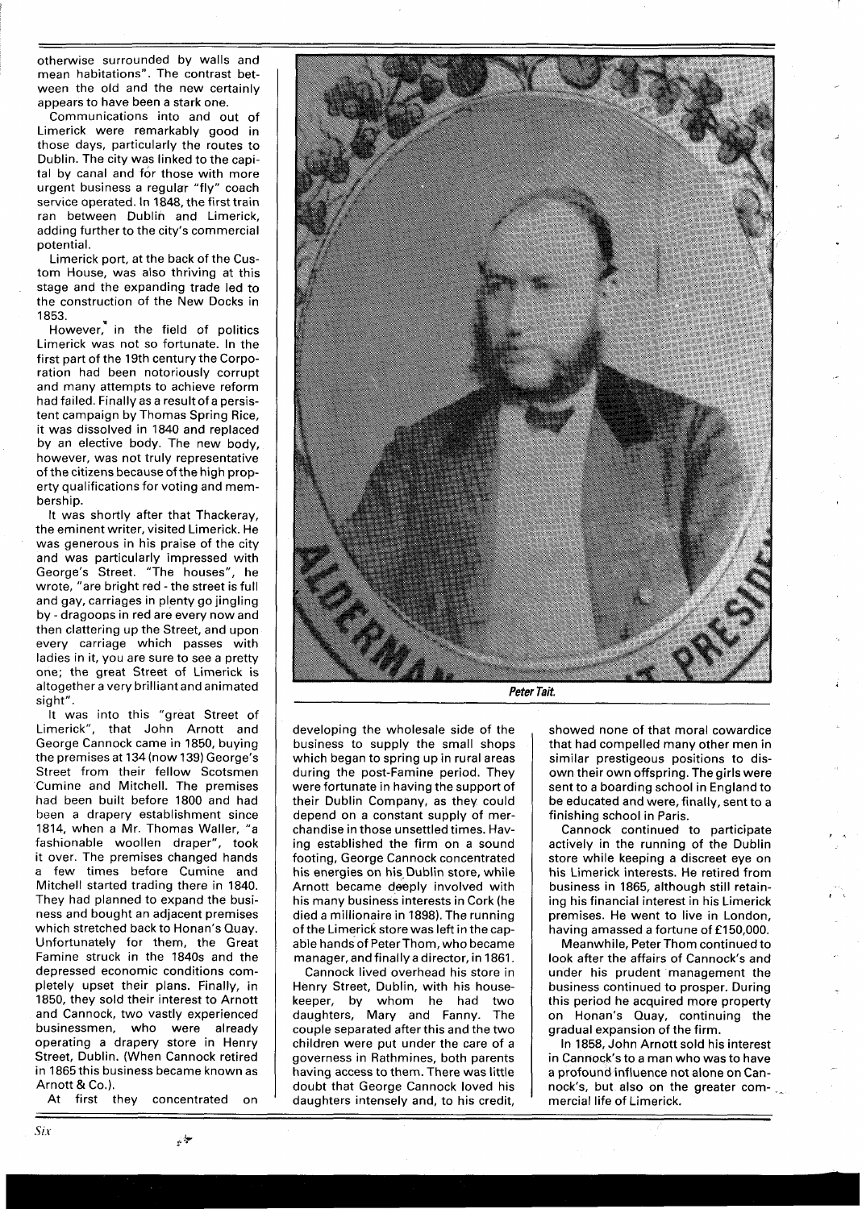otherwise surrounded by walls and mean habitations". The contrast between the old and the new certainly appears to have been a stark one.

Communications into and out of Limerick were remarkably good in those days, particularly the routes to Dublin. The city was linked to the capital by canal and for those with more urgent business a regular "fly" coach service operated. In 1848, the first train ran between Dublin and Limerick, adding further to the city's commercial potential.

Limerick port, at the back of the Custom House, was also thriving at this stage and the expanding trade led to the construction of the New Docks in 1853.

However, in the field of politics Limerick was not so fortunate. In the first part of the 19th century the Corporation had been notoriously corrupt and many attempts to achieve reform had failed. Finally as a result of a persistent campaign by Thomas Spring Rice, it was dissolved in 1840 and replaced by an elective body. The new body, however, was not truly representative of the citizens because of the high property qualifications for voting and membership.

It was shortly after that Thackeray, the eminent writer, visited Limerick. He was generous in his praise of the city and was particularly impressed with George's Street. "The houses", he wrote, "are bright red - the street is full and gay, carriages in plenty go jingling by - dragoons in red are every now and then clattering up the Street, and upon every carriage which passes with ladies in it, you are sure to see a pretty one; the great Street of Limerick is altogether a very brilliant and animated sight".

It was into this "great Street of Limerick", that John Arnott and George Cannock came in 1850, buying the premises at 134 (now 139) George's Street from their fellow Scotsmen Cumine and Mitchell. The premises had been built before 1800 and had been a drapery establishment since 1814, when a Mr. Thomas Waller, "a fashionable woollen draper", took it over. The premises changed hands a few times before Cumine and Mitchell started trading there in 1840. They had planned to expand the business and bought an adjacent premises which stretched back to Honan's Quay. Unfortunately for them, the Great Famine struck in the 1840s and the depressed economic conditions completely upset their plans. Finally, in 1850, they sold their interest to Arnott and Cannock, two vastly experienced businessmen, who were already operating a drapery store in Henry Street, Dublin. (When Cannock retired in 1865 this business became known as Arnott & Co.).

At first they concentrated on developing the wholesale side of the business to supply the small shops which began to spring up in rural areas during the post-Famine period. They were fortunate in having the support of their Dublin Company, as they could depend on a constant supply of merchandise in those unsettled times. Having established the firm on a sound footing, George Cannock concentrated his energies on his Dublin store, while Arnott became deeply involved with his many business interests in Cork (he died a millionaire in 1898). The running of the Limerick store was left in the capable hands of Peter Thom, who became manager, and finally a director, in 1861.

Cannock lived overhead his store in Henry Street, Dublin, with his housekeeper, by whom he had two daughters, Mary and Fanny. The couple separated after this and the two children were put under the care of a governess in Rathmines, both parents having access to them. There was little doubt that George Cannock loved his daughters intensely and, to his credit, showed none of that moral cowardice that had compelled many other men in similar prestigeous positions to disown their own offspring. The girls were sent to a boarding school in England to be educated and were, finally, sent to a finishing school in Paris.

Cannock continued to participate actively in the running of the Dublin store while keeping a discreet eye on his Limerick interests. He retired from business in 1865, although still retaining his financial interest in his Limerick premises. He went to live in London, having amassed a fortune of £150,000.

Meanwhile, Peter Thom continued to look after the affairs of Cannock's and under his prudent management the business continued to prosper. During this period he acquired more property on Honan's Quay, continuing the gradual expansion of the firm.

In 1858, John Arnott sold his interest in Cannock's to a man who was to have a profound influence not alone on Cannock's, but also on the greater commercial life of Limerick.

*Peter Tait.*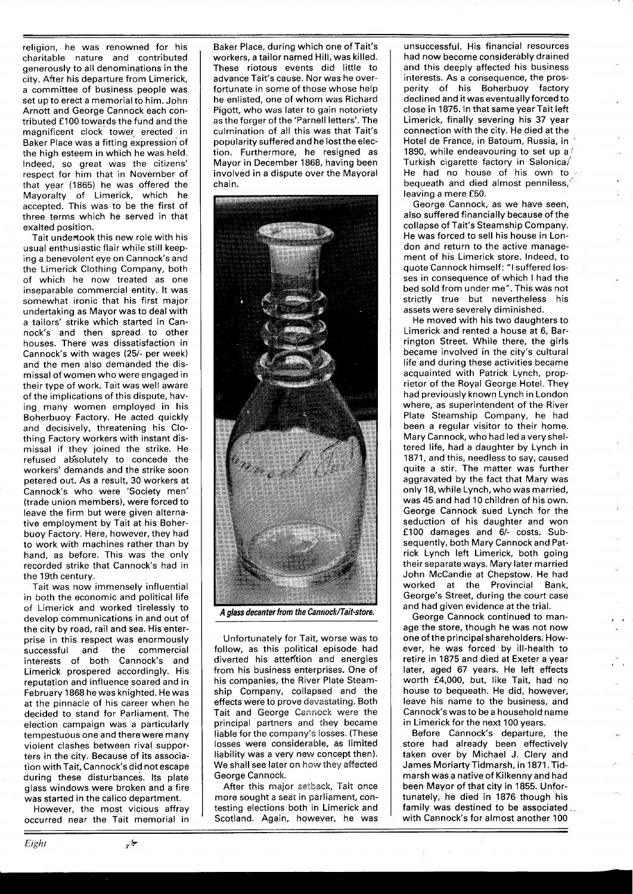religion, he was renowned for his charitable nature and contributed generously to all denominations in the city. After his departure from Limerick, a committee of business people was set up to erect a memorial to him. John Arnott and George Cannock each contributed £100 towards the fund and the magnificent clock tower erected in Baker Place was a fitting expression of the high esteem in which he was held. Indeed, so great was the citizens' respect for him that in November of that year (1865) he was offered the Mayoralty of Limerick, which he accepted. This was to be the first of three terms which he served in that exalted position.

Tait undertook this new role with his usual enthusiastic flair while still keeping a benevolent eye on Cannock's and the Limerick Clothing Company, both of which he now treated as one inseparable commercial entity. It was somewhat ironic that his first major undertaking as Mayor was to deal with a tailors' strike which started in Cannock's and then spread to other houses. There was dissatisfaction in Cannock's with wages (25/- per week) and the men also demanded the dismissal of women who were engaged in their type of work. Tait was well aware of the implications of this dispute, having many women employed in his Boherbuoy Factory. He acted quickly and decisively, threatening his Clothing Factory workers with instant dismissal if they joined the strike. He refused absolutely to concede the workers' demands and the strike soon petered out. As a result, 30 workers at Cannock's who were 'Society men' (trade union members), were forced to leave the firm but were given alternative employment by Tait at his Boherbuoy Factory. Here, however, they had to work with machines rather than by hand, as before. This was the only recorded strike that Cannock's had in the 19th century.

Tait was now immensely influential in both the economic and political life of Limerick and worked tirelessly to develop communications in and out of the city by road, rail and sea. His enterprise in this respect was enormously successful and the commercial interests of both Cannock's and Limerick prospered accordingly. His reputation and influence soared and in February 1868 he was knighted. He was at the pinnacle of his career when he decided to stand for Parliament. The election campaign was a particularly tempestuous one and there were many violent clashes between rival supporters in the city. Because of its association with Tait, Cannock's did not escape during these disturbances. Its plate glass windows were broken and a fire was started in the calico department.

However, the most vicious affray occurred near the Tait memorial in Baker Place, during which one of Tait's workers, a tailor named Hill, was killed. These riotous events did little to advance Tait's cause. Nor was he overfortunate in some of those whose help he enlisted, one of whom was Richard Pigott, who was later to gain notoriety as the forger of the 'Parnell letters'. The culmination of all this was that Tait's popularity suffered and he lost the election. Furthermore, he resigned as Mayor in December 1868, having been involved in a dispute over the Mayoral chain.

*A glass decanter from the Cannock/Tait-store.*

Unfortunately for Tait, worse was to follow, as this political episode had diverted his attention and energies from his business enterprises. One of his companies, the River Plate Steamship Company, collapsed and the effects were to prove devastating. Both Tait and George Cannock were the principal partners and they became liable for the company's losses. (These losses were considerable, as limited liability was a very new concept then). We shall see later on how they affected George Cannock.

After this major setback, Tait once more sought a seat in parliament, contesting elections both in Limerick and Scotland. Again, however, he was unsuccessful. His financial resources had now become considerably drained and this deeply affected his business interests. As a consequence, the prosperity of his Boherbuoy factory declined and it was eventually forced to close in 1875. In that same year Tait left Limerick, finally severing his 37 year connection with the city. He died at the Hotel de France, in Batoum, Russia, in 1890, while endeavouring to set up a Turkish cigarette factory in Salonica. He had no house of his own to bequeath and died almost penniless, leaving a mere £50.

George Cannock, as we have seen, also suffered financially because of the collapse of Tait's Steamship Company. He was forced to sell his house in London and return to the active management of his Limerick store. Indeed, to quote Cannock himself: "I suffered losses in consequence of which I had the bed sold from under me". This was not strictly true but nevertheless his assets were severely diminished.

He moved with his two daughters to Limerick and rented a house at 6, Barrington Street. While there, the girls became involved in the city's cultural life and during these activities became acquainted with Patrick Lynch, proprietor of the Royal George Hotel. They had previously known Lynch in London where, as superintendent of the River Plate Steamship Company, he had been a regular visitor to their home. Mary Cannock, who had led a very sheltered life, had a daughter by Lynch in 1871, and this, needless to say, caused quite a stir. The matter was further aggravated by the fact that Mary was only 18, while Lynch, who was married, was 45 and had 10 children of his own. George Cannock sued Lynch for the seduction of his daughter and won £100 damages and 6/- costs. Subsequently, both Mary Cannock and Patrick Lynch left Limerick, both going their separate ways. Mary later married John McCandie at Chepstow. He had worked at the Provincial Bank, George's Street, during the court case and had given evidence at the trial.

George Cannock continued to manage the store, though he was not now one of the principal shareholders. However, he was forced by ill-health to retire in 1875 and died at Exeter a year later, aged 67 years. He left effects worth £4,000, but, like Tait, had no house to bequeath. He did, however, leave his name to the business, and Cannock's was to be a household name in Limerick for the next 100 years.

Before Cannock's departure, the store had already been effectively taken over by Michael J. Clery and James Moriarty Tidmarsh, in 1871. Tidmarsh was a native of Kilkenny and had been Mayor of that city in 1855. Unfortunately, he died in 1876 though his family was destined to be associated with Cannock's for almost another 100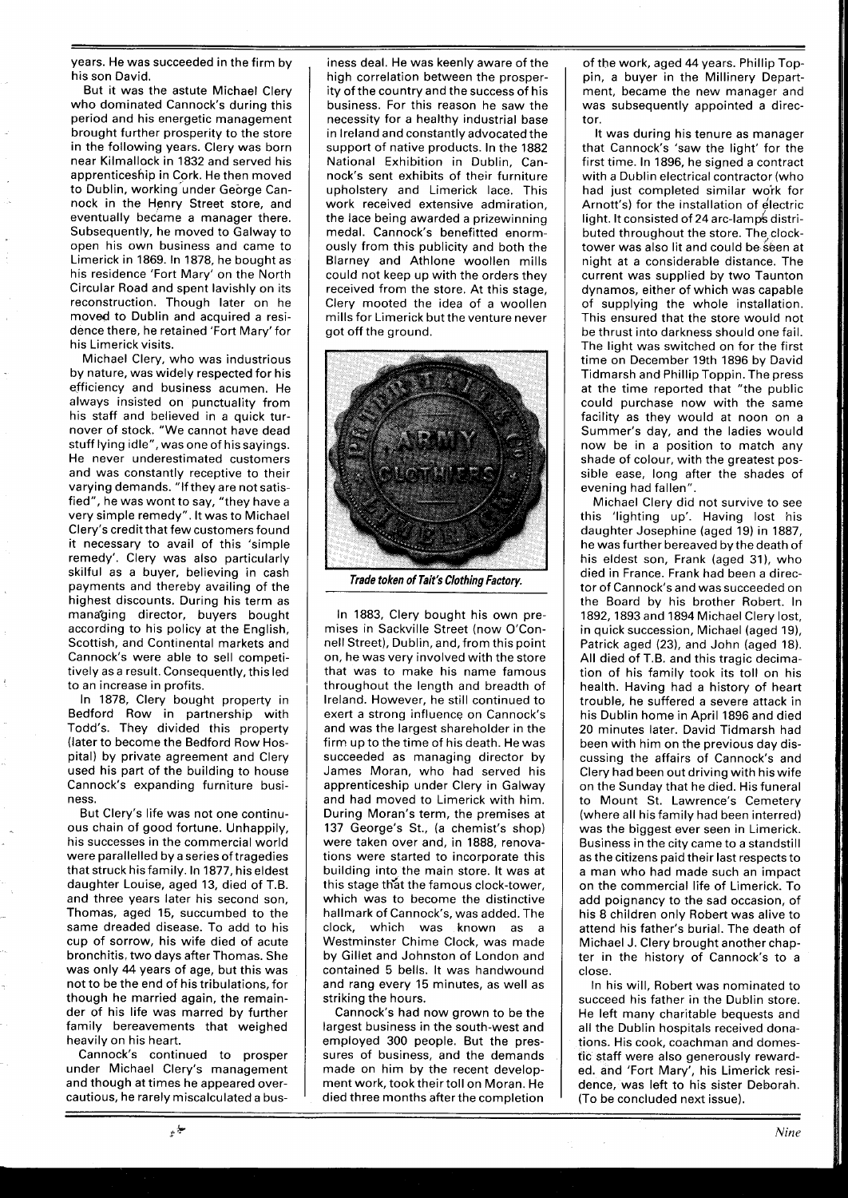years. He was succeeded in the firm by his son David.

But it was the astute Michael Clery who dominated Cannock's during this period and his energetic management brought further prosperity to the store in the following years. Clery was born near Kilmallock in 1832 and served his apprenticeship in Cork. He then moved to Dublin, working under George Cannock in the Henry Street store, and eventually became a manager there. Subsequently, he moved to Galway to open his own business and came to Limerick in 1869. In 1878, he bought as his residence 'Fort Mary' on the North Circular Road and spent lavishly on its reconstruction. Though later on he moved to Dublin and acquired a residence there, he retained 'Fort Mary' for his Limerick visits.

Michael Clery, who was industrious by nature, was widely respected for his efficiency and business acumen. He always insisted on punctuality from his staff and believed in a quick turnover of stock. "We cannot have dead stuff lying idle", was one of his sayings. He never underestimated customers and was constantly receptive to their varying demands. "If they are not satisfied", he was wont to say, "they have a very simple remedy". It was to Michael Clery's credit that few customers found it necessary to avail of this 'simple remedy'. Clery was also particularly skilful as a buyer, believing in cash payments and thereby availing of the highest discounts. During his term as managing director, buyers bought according to his policy at the English, Scottish, and Continental markets and Cannock's were able to sell competitively as a result. Consequently, this led to an increase in profits.

In 1878, Clery bought property in Bedford Row in partnership with Todd's. They divided this property (later to become the Bedford Row Hospital) by private agreement and Clery used his part of the building to house Cannock's expanding furniture business.

But Clery's life was not one continuous chain of good fortune. Unhappily, his successes in the commercial world were parallelled by a series of tragedies that struck his family. In 1877, his eldest daughter Louise, aged 13, died of T.B. and three years later his second son, Thomas, aged 15, succumbed to the same dreaded disease. To add to his cup of sorrow, his wife died of acute bronchitis, two days after Thomas. She was only 44 years of age, but this was not to be the end of his tribulations, for though he married again, the remainder of his life was marred by further family bereavements that weighed heavily on his heart.

Cannock's continued to prosper under Michael Clery's management and though at times he appeared overcautious, he rarely miscalculated a business deal. He was keenly aware of the high correlation between the prosperity of the country and the success of his business. For this reason he saw the necessity for a healthy industrial base in Ireland and constantly advocated the support of native products. In the 1882 National Exhibition in Dublin, Cannock's sent exhibits of their furniture upholstery and Limerick lace. This work received extensive admiration, the lace being awarded a prizewinning medal. Cannock's benefitted enormously from this publicity and both the Blarney and Athlone woollen mills could not keep up with the orders they received from the store. At this stage, Clery mooted the idea of a woollen mills for Limerick but the venture never got off the ground.

*Trade token of Tait's Clothing Factory.*

In 1883, Clery bought his own premises in Sackville Street (now O'Connell Street), Dublin, and, from this point on, he was very involved with the store that was to make his name famous throughout the length and breadth of Ireland. However, he still continued to exert a strong influence on Cannock's and was the largest shareholder in the firm up to the time of his death. He was succeeded as managing director by James Moran, who had served his apprenticeship under Clery in Galway and had moved to Limerick with him. During Moran's term, the premises at 137 George's St., (a chemist's shop) were taken over and, in 1888, renovations were started to incorporate this building into the main store. It was at this stage that the famous clock-tower, which was to become the distinctive hallmark of Cannock's, was added. The clock, which was known as a Westminster Chime Clock, was made by Gillet and Johnston of London and contained 5 bells. It was handwound and rang every 15 minutes, as well as striking the hours.

Cannock's had now grown to be the largest business in the south-west and employed 300 people. But the pressures of business, and the demands made on him by the recent development work, took their toll on Moran. He died three months after the completion of the work, aged 44 years. Phillip Toppin, a buyer in the Millinery Department, became the new manager and was subsequently appointed a director.

It was during his tenure as manager that Cannock's 'saw the light' for the first time. In 1896, he signed a contract with a Dublin electrical contractor (who had just completed similar work for Arnott's) for the installation of electric light. It consisted of 24 arc-lamps distributed throughout the store. The clock-tower was also lit and could be seen at night at a considerable distance. The current was supplied by two Taunton dynamos, either of which was capable of supplying the whole installation. This ensured that the store would not be thrust into darkness should one fail. The light was switched on for the first time on December 19th 1896 by David Tidmarsh and Phillip Toppin. The press at the time reported that "the public could purchase now with the same facility as they would at noon on a Summer's day, and the ladies would now be in a position to match any shade of colour, with the greatest possible ease, long after the shades of evening had fallen".

Michael Clery did not survive to see this 'lighting up'. Having lost his daughter Josephine (aged 19) in 1887, he was further bereaved by the death of his eldest son, Frank (aged 31), who died in France. Frank had been a director of Cannock's and was succeeded on the Board by his brother Robert. In 1892, 1893 and 1894 Michael Clery lost, in quick succession, Michael (aged 19), Patrick aged (23), and John (aged 18). All died of T.B. and this tragic decimation of his family took its toll on his health. Having had a history of heart trouble, he suffered a severe attack in his Dublin home in April 1896 and died 20 minutes later. David Tidmarsh had been with him on the previous day discussing the affairs of Cannock's and Clery had been out driving with his wife on the Sunday that he died. His funeral to Mount St. Lawrence's Cemetery (where all his family had been interred) was the biggest ever seen in Limerick. Business in the city came to a standstill as the citizens paid their last respects to a man who had made such an impact on the commercial life of Limerick. To add poignancy to the sad occasion, of his 8 children only Robert was alive to attend his father's burial. The death of Michael J. Clery brought another chapter in the history of Cannock's to a close.

In his will, Robert was nominated to succeed his father in the Dublin store. He left many charitable bequests and all the Dublin hospitals received donations. His cook, coachman and domestic staff were also generously rewarded. and 'Fort Mary', his Limerick residence, was left to his sister Deborah. (To be concluded next issue).